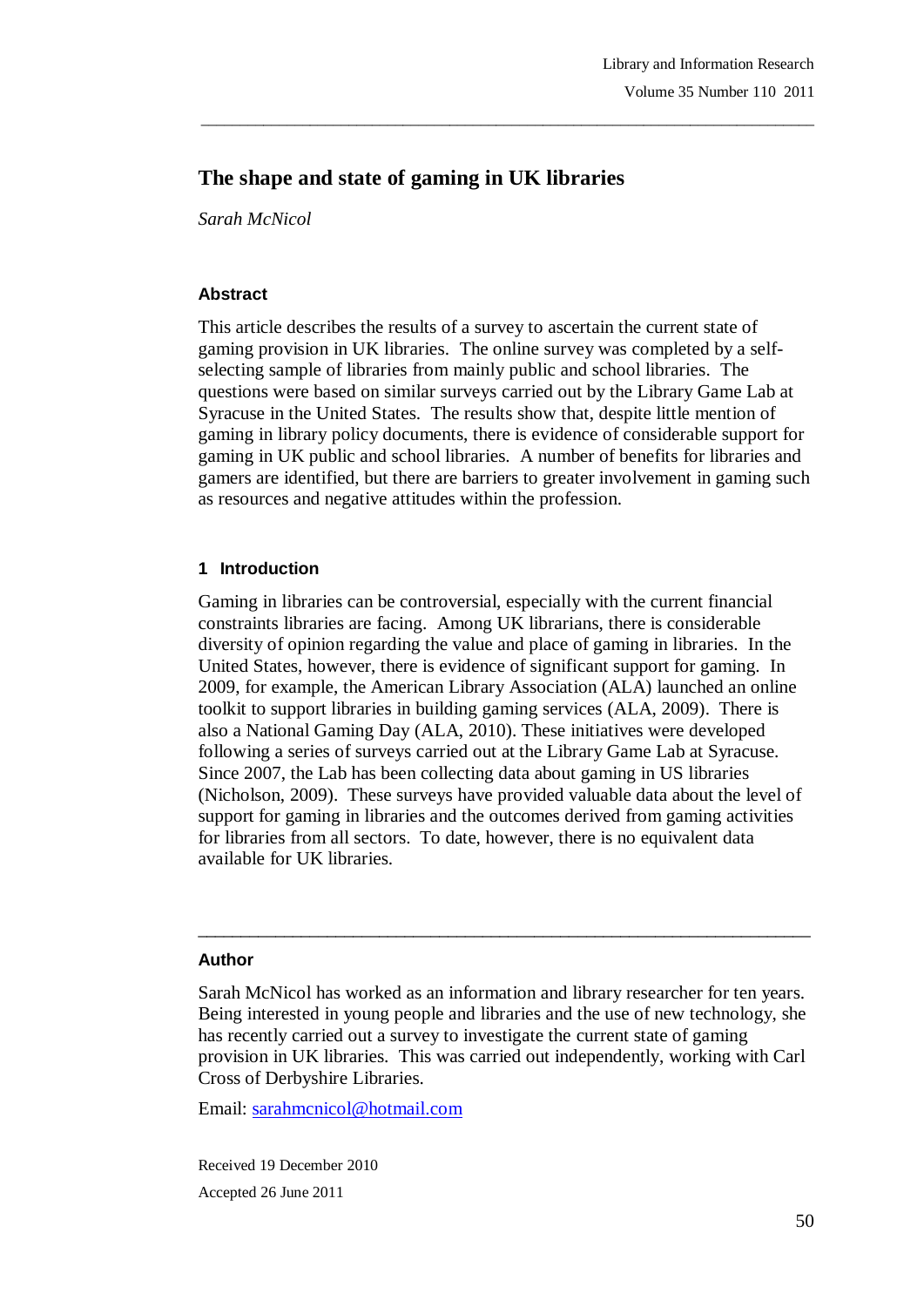# The shape and state of gaming in UK libraries

*Sarah McNicol*

## Abstract

This article describes the results of a survey to ascertain the current state of gaming provision in UK libraries. The online survey was completed by a self-selecting sample of libraries from mainly public and school libraries. The questions were based on similar surveys carried out by the Library Game Lab at Syracuse in the United States. The results show that, despite little mention of gaming in library policy documents, there is evidence of considerable support for gaming in UK public and school libraries. A number of benefits for libraries and gamers are identified, but there are barriers to greater involvement in gaming such as resources and negative attitudes within the profession.

## 1 Introduction

Gaming in libraries can be controversial, especially with the current financial constraints libraries are facing. Among UK librarians, there is considerable diversity of opinion regarding the value and place of gaming in libraries. In the United States, however, there is evidence of significant support for gaming. In 2009, for example, the American Library Association (ALA) launched an online toolkit to support libraries in building gaming services (ALA, 2009). There is also a National Gaming Day (ALA, 2010). These initiatives were developed following a series of surveys carried out at the Library Game Lab at Syracuse. Since 2007, the Lab has been collecting data about gaming in US libraries (Nicholson, 2009). These surveys have provided valuable data about the level of support for gaming in libraries and the outcomes derived from gaming activities for libraries from all sectors. To date, however, there is no equivalent data available for UK libraries.

---

## Author

Sarah McNicol has worked as an information and library researcher for ten years. Being interested in young people and libraries and the use of new technology, she has recently carried out a survey to investigate the current state of gaming provision in UK libraries. This was carried out independently, working with Carl Cross of Derbyshire Libraries.

Email: sarahmcnicol@hotmail.com

Received 19 December 2010

Accepted 26 June 2011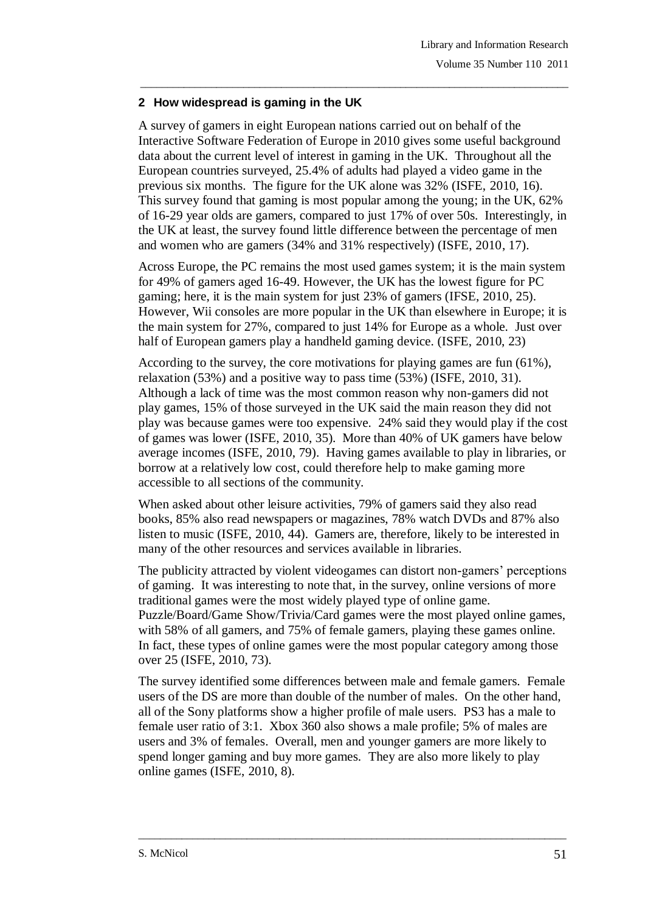## 2 How widespread is gaming in the UK

A survey of gamers in eight European nations carried out on behalf of the Interactive Software Federation of Europe in 2010 gives some useful background data about the current level of interest in gaming in the UK. Throughout all the European countries surveyed, 25.4% of adults had played a video game in the previous six months. The figure for the UK alone was 32% (ISFE, 2010, 16). This survey found that gaming is most popular among the young; in the UK, 62% of 16-29 year olds are gamers, compared to just 17% of over 50s. Interestingly, in the UK at least, the survey found little difference between the percentage of men and women who are gamers (34% and 31% respectively) (ISFE, 2010, 17).

Across Europe, the PC remains the most used games system; it is the main system for 49% of gamers aged 16-49. However, the UK has the lowest figure for PC gaming; here, it is the main system for just 23% of gamers (IFSE, 2010, 25). However, Wii consoles are more popular in the UK than elsewhere in Europe; it is the main system for 27%, compared to just 14% for Europe as a whole. Just over half of European gamers play a handheld gaming device. (ISFE, 2010, 23)

According to the survey, the core motivations for playing games are fun (61%), relaxation (53%) and a positive way to pass time (53%) (ISFE, 2010, 31). Although a lack of time was the most common reason why non-gamers did not play games, 15% of those surveyed in the UK said the main reason they did not play was because games were too expensive. 24% said they would play if the cost of games was lower (ISFE, 2010, 35). More than 40% of UK gamers have below average incomes (ISFE, 2010, 79). Having games available to play in libraries, or borrow at a relatively low cost, could therefore help to make gaming more accessible to all sections of the community.

When asked about other leisure activities, 79% of gamers said they also read books, 85% also read newspapers or magazines, 78% watch DVDs and 87% also listen to music (ISFE, 2010, 44). Gamers are, therefore, likely to be interested in many of the other resources and services available in libraries.

The publicity attracted by violent videogames can distort non-gamers' perceptions of gaming. It was interesting to note that, in the survey, online versions of more traditional games were the most widely played type of online game. Puzzle/Board/Game Show/Trivia/Card games were the most played online games, with 58% of all gamers, and 75% of female gamers, playing these games online. In fact, these types of online games were the most popular category among those over 25 (ISFE, 2010, 73).

The survey identified some differences between male and female gamers. Female users of the DS are more than double of the number of males. On the other hand, all of the Sony platforms show a higher profile of male users. PS3 has a male to female user ratio of 3:1. Xbox 360 also shows a male profile; 5% of males are users and 3% of females. Overall, men and younger gamers are more likely to spend longer gaming and buy more games. They are also more likely to play online games (ISFE, 2010, 8).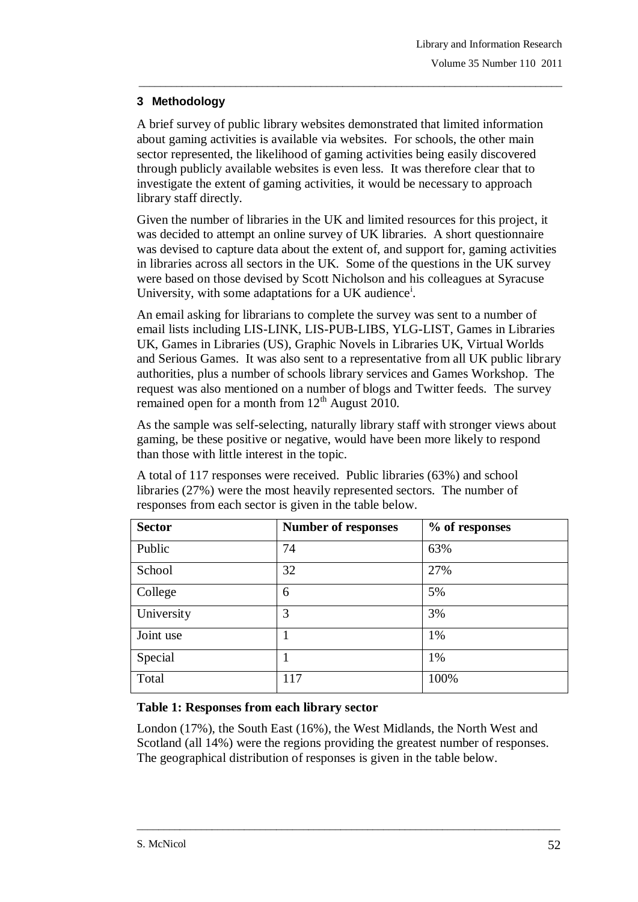## 3 Methodology

A brief survey of public library websites demonstrated that limited information about gaming activities is available via websites. For schools, the other main sector represented, the likelihood of gaming activities being easily discovered through publicly available websites is even less. It was therefore clear that to investigate the extent of gaming activities, it would be necessary to approach library staff directly.

Given the number of libraries in the UK and limited resources for this project, it was decided to attempt an online survey of UK libraries. A short questionnaire was devised to capture data about the extent of, and support for, gaming activities in libraries across all sectors in the UK. Some of the questions in the UK survey were based on those devised by Scott Nicholson and his colleagues at Syracuse University, with some adaptations for a UK audience[i].

An email asking for librarians to complete the survey was sent to a number of email lists including LIS-LINK, LIS-PUB-LIBS, YLG-LIST, Games in Libraries UK, Games in Libraries (US), Graphic Novels in Libraries UK, Virtual Worlds and Serious Games. It was also sent to a representative from all UK public library authorities, plus a number of schools library services and Games Workshop. The request was also mentioned on a number of blogs and Twitter feeds. The survey remained open for a month from 12th August 2010.

As the sample was self-selecting, naturally library staff with stronger views about gaming, be these positive or negative, would have been more likely to respond than those with little interest in the topic.

A total of 117 responses were received. Public libraries (63%) and school libraries (27%) were the most heavily represented sectors. The number of responses from each sector is given in the table below.

| Sector | Number of responses | % of responses |
|---|---|---|
| Public | 74 | 63% |
| School | 32 | 27% |
| College | 6 | 5% |
| University | 3 | 3% |
| Joint use | 1 | 1% |
| Special | 1 | 1% |
| Total | 117 | 100% |

**Table 1: Responses from each library sector**

London (17%), the South East (16%), the West Midlands, the North West and Scotland (all 14%) were the regions providing the greatest number of responses. The geographical distribution of responses is given in the table below.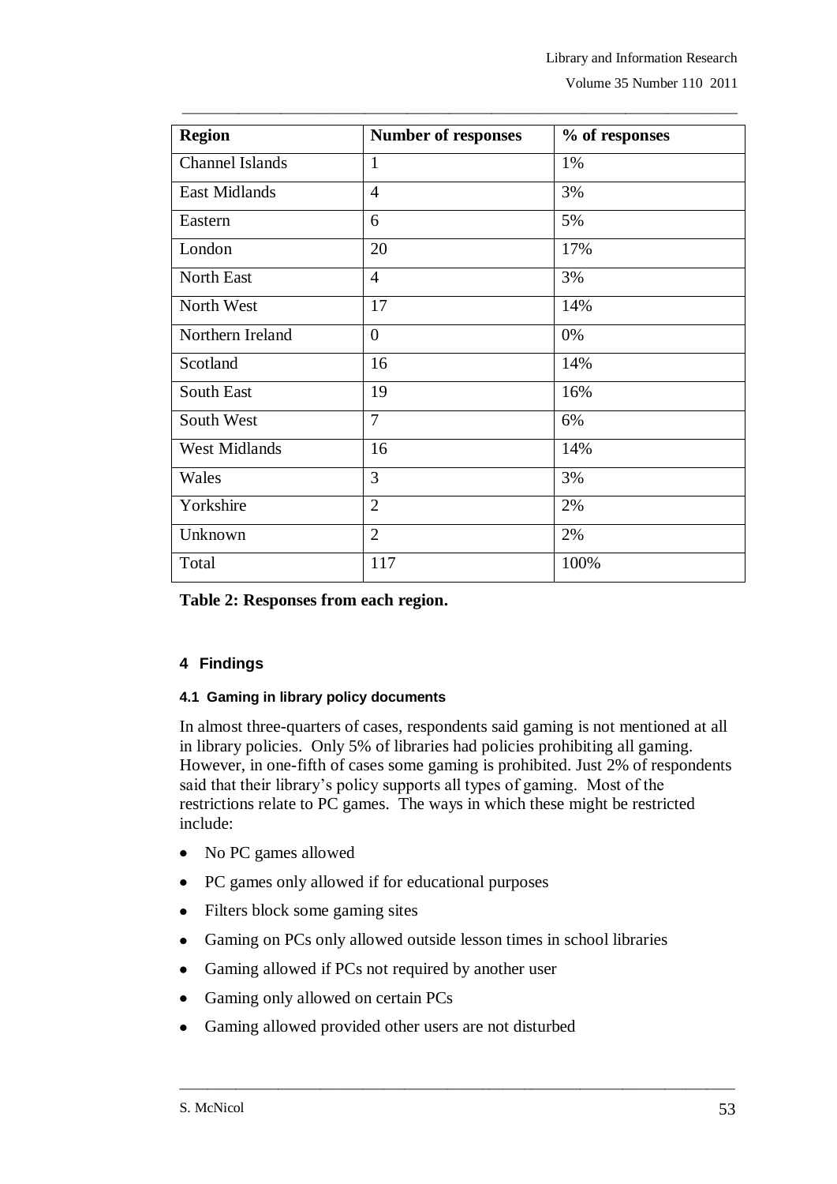| Region | Number of responses | % of responses |
| --- | --- | --- |
| Channel Islands | 1 | 1% |
| East Midlands | 4 | 3% |
| Eastern | 6 | 5% |
| London | 20 | 17% |
| North East | 4 | 3% |
| North West | 17 | 14% |
| Northern Ireland | 0 | 0% |
| Scotland | 16 | 14% |
| South East | 19 | 16% |
| South West | 7 | 6% |
| West Midlands | 16 | 14% |
| Wales | 3 | 3% |
| Yorkshire | 2 | 2% |
| Unknown | 2 | 2% |
| Total | 117 | 100% |

**Table 2: Responses from each region.**

## 4 Findings

### 4.1 Gaming in library policy documents

In almost three-quarters of cases, respondents said gaming is not mentioned at all in library policies. Only 5% of libraries had policies prohibiting all gaming. However, in one-fifth of cases some gaming is prohibited. Just 2% of respondents said that their library's policy supports all types of gaming. Most of the restrictions relate to PC games. The ways in which these might be restricted include:

- No PC games allowed
- PC games only allowed if for educational purposes
- Filters block some gaming sites
- Gaming on PCs only allowed outside lesson times in school libraries
- Gaming allowed if PCs not required by another user
- Gaming only allowed on certain PCs
- Gaming allowed provided other users are not disturbed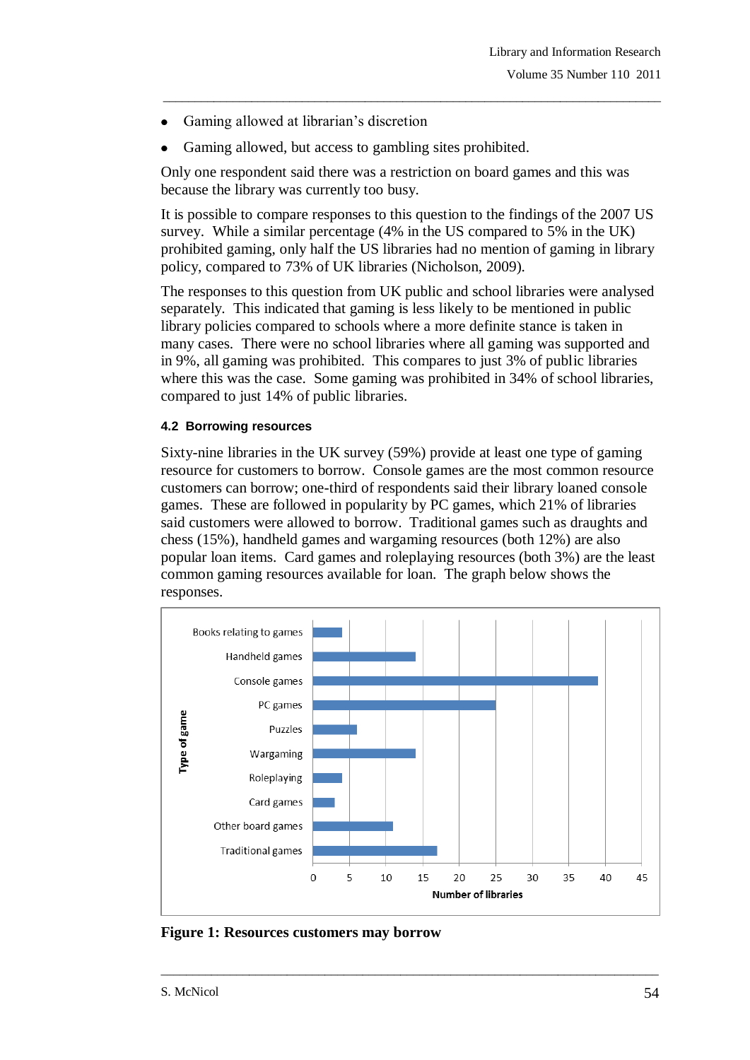- Gaming allowed at librarian's discretion
- Gaming allowed, but access to gambling sites prohibited.

Only one respondent said there was a restriction on board games and this was because the library was currently too busy.

It is possible to compare responses to this question to the findings of the 2007 US survey. While a similar percentage (4% in the US compared to 5% in the UK) prohibited gaming, only half the US libraries had no mention of gaming in library policy, compared to 73% of UK libraries (Nicholson, 2009).

The responses to this question from UK public and school libraries were analysed separately. This indicated that gaming is less likely to be mentioned in public library policies compared to schools where a more definite stance is taken in many cases. There were no school libraries where all gaming was supported and in 9%, all gaming was prohibited. This compares to just 3% of public libraries where this was the case. Some gaming was prohibited in 34% of school libraries, compared to just 14% of public libraries.

### 4.2 Borrowing resources

Sixty-nine libraries in the UK survey (59%) provide at least one type of gaming resource for customers to borrow. Console games are the most common resource customers can borrow; one-third of respondents said their library loaned console games. These are followed in popularity by PC games, which 21% of libraries said customers were allowed to borrow. Traditional games such as draughts and chess (15%), handheld games and wargaming resources (both 12%) are also popular loan items. Card games and roleplaying resources (both 3%) are the least common gaming resources available for loan. The graph below shows the responses.

**Figure 1: Resources customers may borrow**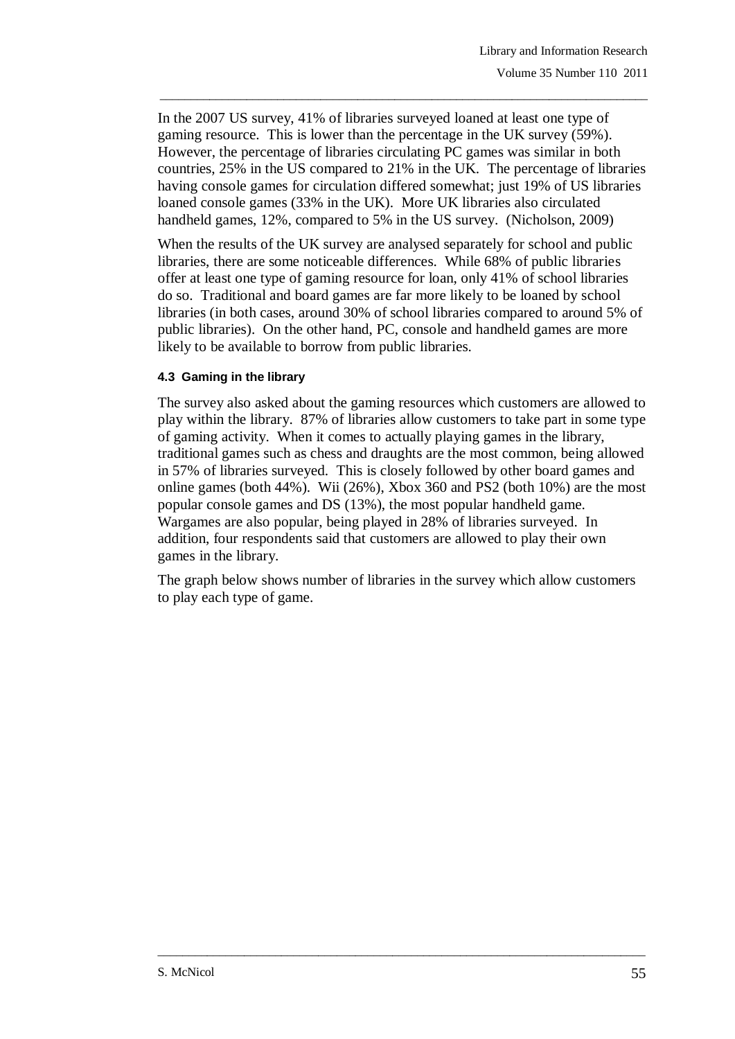In the 2007 US survey, 41% of libraries surveyed loaned at least one type of gaming resource. This is lower than the percentage in the UK survey (59%). However, the percentage of libraries circulating PC games was similar in both countries, 25% in the US compared to 21% in the UK. The percentage of libraries having console games for circulation differed somewhat; just 19% of US libraries loaned console games (33% in the UK). More UK libraries also circulated handheld games, 12%, compared to 5% in the US survey. (Nicholson, 2009)

When the results of the UK survey are analysed separately for school and public libraries, there are some noticeable differences. While 68% of public libraries offer at least one type of gaming resource for loan, only 41% of school libraries do so. Traditional and board games are far more likely to be loaned by school libraries (in both cases, around 30% of school libraries compared to around 5% of public libraries). On the other hand, PC, console and handheld games are more likely to be available to borrow from public libraries.

#### 4.3 Gaming in the library

The survey also asked about the gaming resources which customers are allowed to play within the library. 87% of libraries allow customers to take part in some type of gaming activity. When it comes to actually playing games in the library, traditional games such as chess and draughts are the most common, being allowed in 57% of libraries surveyed. This is closely followed by other board games and online games (both 44%). Wii (26%), Xbox 360 and PS2 (both 10%) are the most popular console games and DS (13%), the most popular handheld game. Wargames are also popular, being played in 28% of libraries surveyed. In addition, four respondents said that customers are allowed to play their own games in the library.

The graph below shows number of libraries in the survey which allow customers to play each type of game.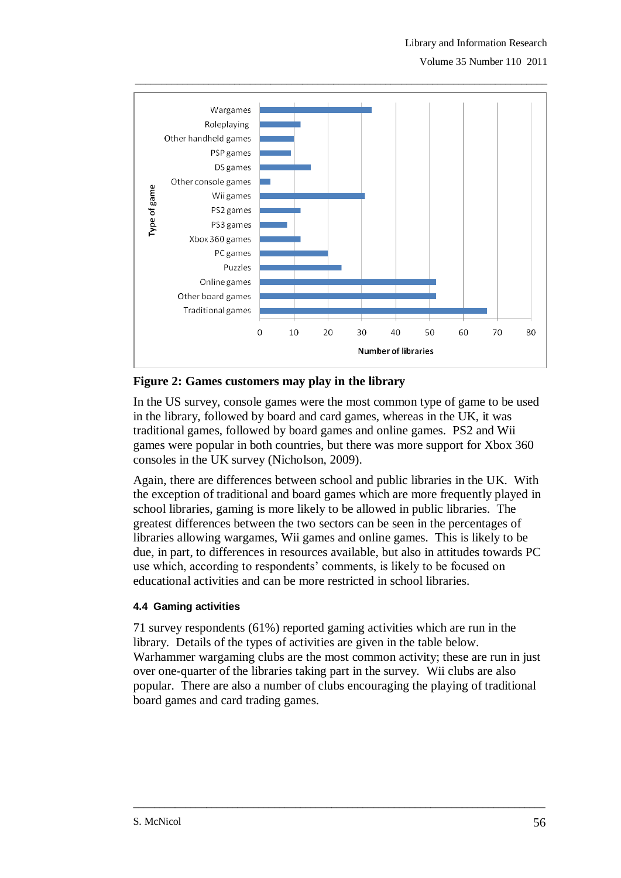**Figure 2: Games customers may play in the library**

In the US survey, console games were the most common type of game to be used in the library, followed by board and card games, whereas in the UK, it was traditional games, followed by board games and online games. PS2 and Wii games were popular in both countries, but there was more support for Xbox 360 consoles in the UK survey (Nicholson, 2009).

Again, there are differences between school and public libraries in the UK. With the exception of traditional and board games which are more frequently played in school libraries, gaming is more likely to be allowed in public libraries. The greatest differences between the two sectors can be seen in the percentages of libraries allowing wargames, Wii games and online games. This is likely to be due, in part, to differences in resources available, but also in attitudes towards PC use which, according to respondents' comments, is likely to be focused on educational activities and can be more restricted in school libraries.

### 4.4 Gaming activities

71 survey respondents (61%) reported gaming activities which are run in the library. Details of the types of activities are given in the table below. Warhammer wargaming clubs are the most common activity; these are run in just over one-quarter of the libraries taking part in the survey. Wii clubs are also popular. There are also a number of clubs encouraging the playing of traditional board games and card trading games.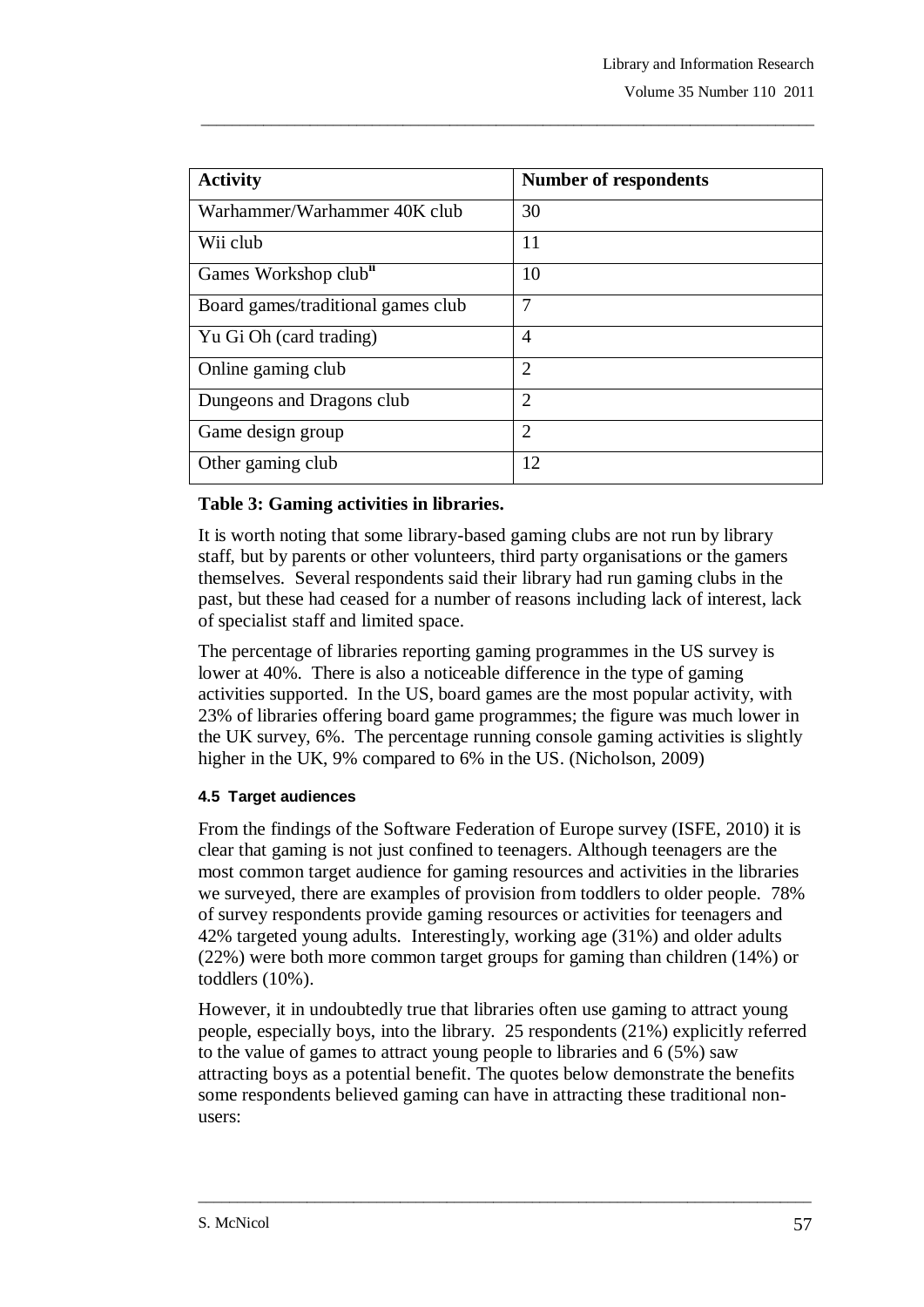| Activity | Number of respondents |
|---|---|
| Warhammer/Warhammer 40K club | 30 |
| Wii club | 11 |
| Games Workshop club[ii] | 10 |
| Board games/traditional games club | 7 |
| Yu Gi Oh (card trading) | 4 |
| Online gaming club | 2 |
| Dungeons and Dragons club | 2 |
| Game design group | 2 |
| Other gaming club | 12 |

**Table 3: Gaming activities in libraries.**

It is worth noting that some library-based gaming clubs are not run by library staff, but by parents or other volunteers, third party organisations or the gamers themselves. Several respondents said their library had run gaming clubs in the past, but these had ceased for a number of reasons including lack of interest, lack of specialist staff and limited space.

The percentage of libraries reporting gaming programmes in the US survey is lower at 40%. There is also a noticeable difference in the type of gaming activities supported. In the US, board games are the most popular activity, with 23% of libraries offering board game programmes; the figure was much lower in the UK survey, 6%. The percentage running console gaming activities is slightly higher in the UK, 9% compared to 6% in the US. (Nicholson, 2009)

#### 4.5 Target audiences

From the findings of the Software Federation of Europe survey (ISFE, 2010) it is clear that gaming is not just confined to teenagers. Although teenagers are the most common target audience for gaming resources and activities in the libraries we surveyed, there are examples of provision from toddlers to older people. 78% of survey respondents provide gaming resources or activities for teenagers and 42% targeted young adults. Interestingly, working age (31%) and older adults (22%) were both more common target groups for gaming than children (14%) or toddlers (10%).

However, it in undoubtedly true that libraries often use gaming to attract young people, especially boys, into the library. 25 respondents (21%) explicitly referred to the value of games to attract young people to libraries and 6 (5%) saw attracting boys as a potential benefit. The quotes below demonstrate the benefits some respondents believed gaming can have in attracting these traditional non-users: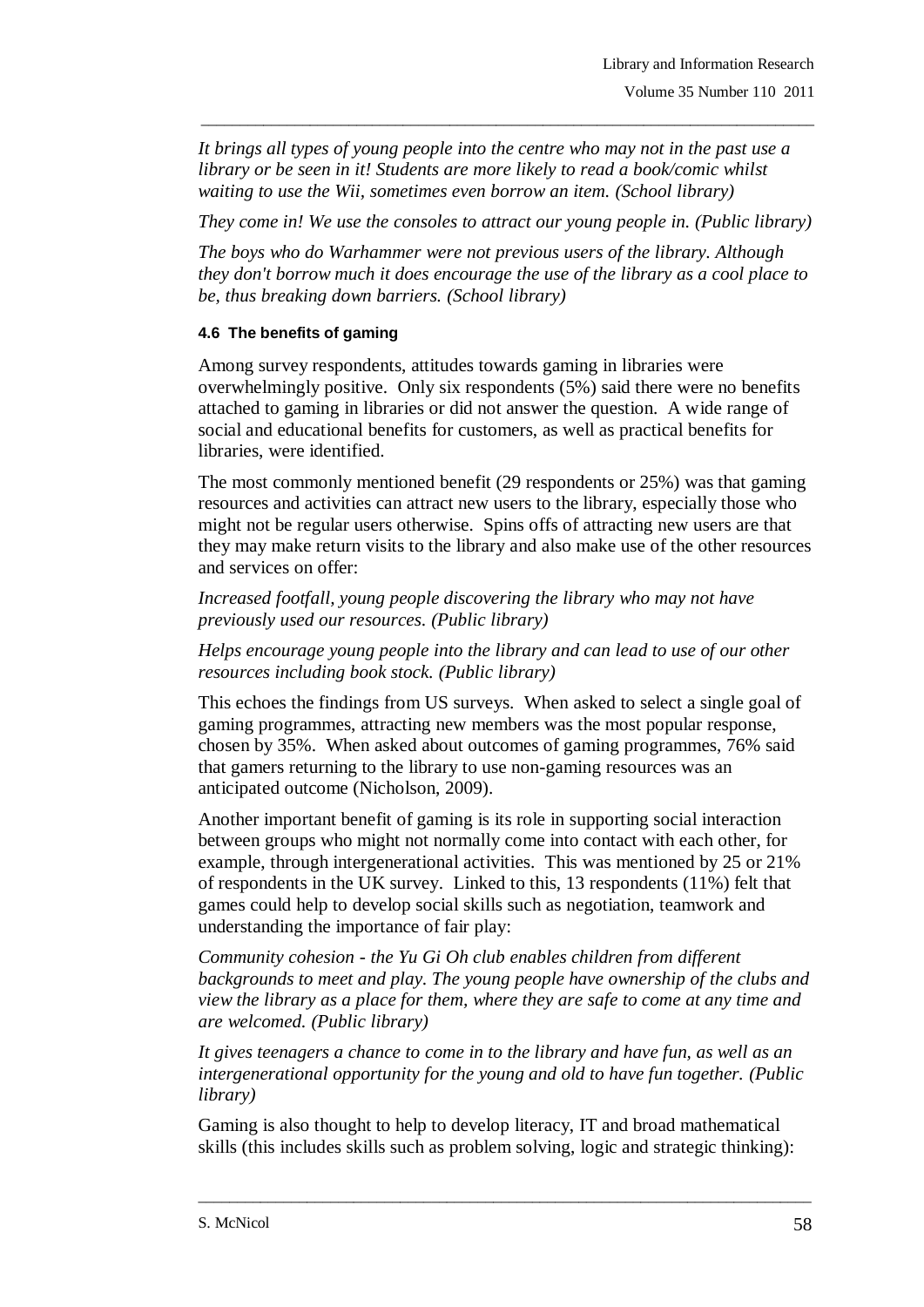*It brings all types of young people into the centre who may not in the past use a library or be seen in it! Students are more likely to read a book/comic whilst waiting to use the Wii, sometimes even borrow an item. (School library)*

*They come in! We use the consoles to attract our young people in. (Public library)*

*The boys who do Warhammer were not previous users of the library. Although they don't borrow much it does encourage the use of the library as a cool place to be, thus breaking down barriers. (School library)*

#### 4.6 The benefits of gaming

Among survey respondents, attitudes towards gaming in libraries were overwhelmingly positive. Only six respondents (5%) said there were no benefits attached to gaming in libraries or did not answer the question. A wide range of social and educational benefits for customers, as well as practical benefits for libraries, were identified.

The most commonly mentioned benefit (29 respondents or 25%) was that gaming resources and activities can attract new users to the library, especially those who might not be regular users otherwise. Spins offs of attracting new users are that they may make return visits to the library and also make use of the other resources and services on offer:

*Increased footfall, young people discovering the library who may not have previously used our resources. (Public library)*

*Helps encourage young people into the library and can lead to use of our other resources including book stock. (Public library)*

This echoes the findings from US surveys. When asked to select a single goal of gaming programmes, attracting new members was the most popular response, chosen by 35%. When asked about outcomes of gaming programmes, 76% said that gamers returning to the library to use non-gaming resources was an anticipated outcome (Nicholson, 2009).

Another important benefit of gaming is its role in supporting social interaction between groups who might not normally come into contact with each other, for example, through intergenerational activities. This was mentioned by 25 or 21% of respondents in the UK survey. Linked to this, 13 respondents (11%) felt that games could help to develop social skills such as negotiation, teamwork and understanding the importance of fair play:

*Community cohesion - the Yu Gi Oh club enables children from different backgrounds to meet and play. The young people have ownership of the clubs and view the library as a place for them, where they are safe to come at any time and are welcomed. (Public library)*

*It gives teenagers a chance to come in to the library and have fun, as well as an intergenerational opportunity for the young and old to have fun together. (Public library)*

Gaming is also thought to help to develop literacy, IT and broad mathematical skills (this includes skills such as problem solving, logic and strategic thinking):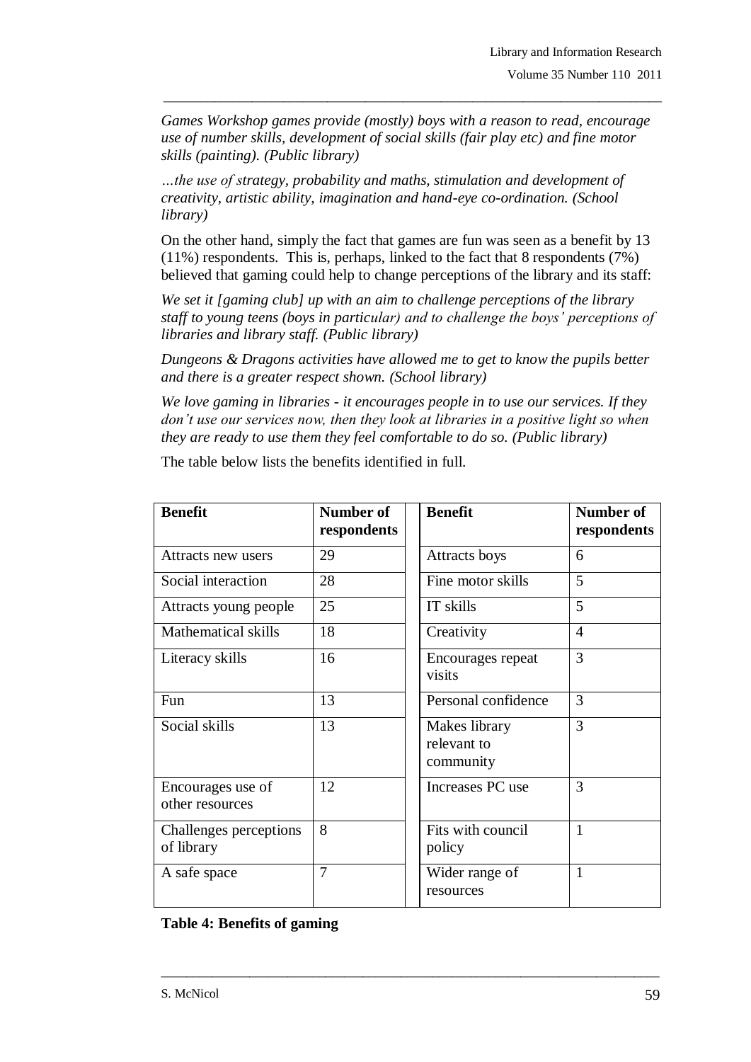*Games Workshop games provide (mostly) boys with a reason to read, encourage use of number skills, development of social skills (fair play etc) and fine motor skills (painting). (Public library)*

*…the use of strategy, probability and maths, stimulation and development of creativity, artistic ability, imagination and hand-eye co-ordination. (School library)*

On the other hand, simply the fact that games are fun was seen as a benefit by 13 (11%) respondents. This is, perhaps, linked to the fact that 8 respondents (7%) believed that gaming could help to change perceptions of the library and its staff:

*We set it [gaming club] up with an aim to challenge perceptions of the library staff to young teens (boys in particular) and to challenge the boys' perceptions of libraries and library staff. (Public library)*

*Dungeons & Dragons activities have allowed me to get to know the pupils better and there is a greater respect shown. (School library)*

*We love gaming in libraries - it encourages people in to use our services. If they don't use our services now, then they look at libraries in a positive light so when they are ready to use them they feel comfortable to do so. (Public library)*

The table below lists the benefits identified in full.

| Benefit | Number of respondents | Benefit | Number of respondents |
|---|---|---|---|
| Attracts new users | 29 | Attracts boys | 6 |
| Social interaction | 28 | Fine motor skills | 5 |
| Attracts young people | 25 | IT skills | 5 |
| Mathematical skills | 18 | Creativity | 4 |
| Literacy skills | 16 | Encourages repeat visits | 3 |
| Fun | 13 | Personal confidence | 3 |
| Social skills | 13 | Makes library relevant to community | 3 |
| Encourages use of other resources | 12 | Increases PC use | 3 |
| Challenges perceptions of library | 8 | Fits with council policy | 1 |
| A safe space | 7 | Wider range of resources | 1 |

**Table 4: Benefits of gaming**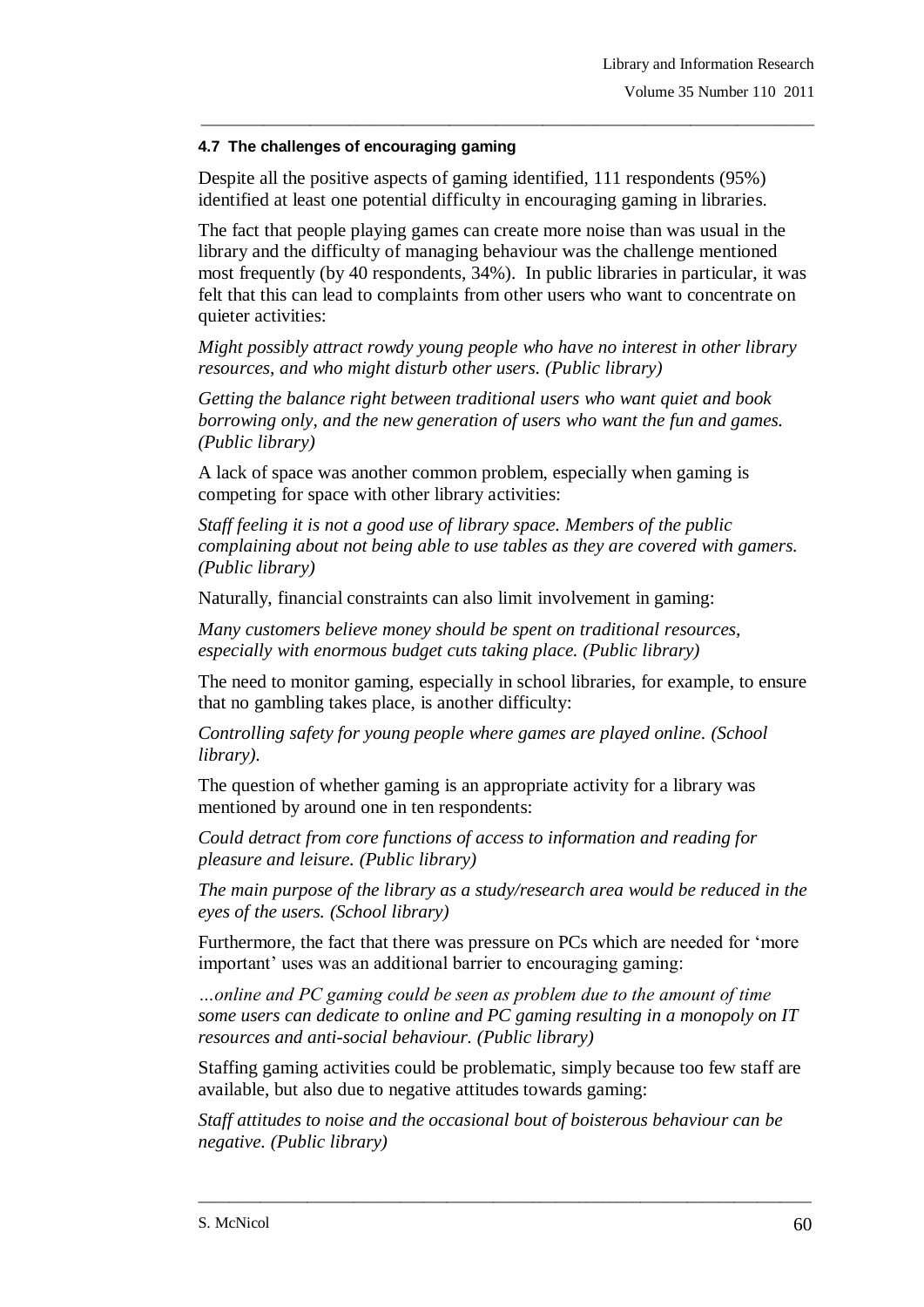### 4.7 The challenges of encouraging gaming

Despite all the positive aspects of gaming identified, 111 respondents (95%) identified at least one potential difficulty in encouraging gaming in libraries.

The fact that people playing games can create more noise than was usual in the library and the difficulty of managing behaviour was the challenge mentioned most frequently (by 40 respondents, 34%). In public libraries in particular, it was felt that this can lead to complaints from other users who want to concentrate on quieter activities:

*Might possibly attract rowdy young people who have no interest in other library resources, and who might disturb other users. (Public library)*

*Getting the balance right between traditional users who want quiet and book borrowing only, and the new generation of users who want the fun and games. (Public library)*

A lack of space was another common problem, especially when gaming is competing for space with other library activities:

*Staff feeling it is not a good use of library space. Members of the public complaining about not being able to use tables as they are covered with gamers. (Public library)*

Naturally, financial constraints can also limit involvement in gaming:

*Many customers believe money should be spent on traditional resources, especially with enormous budget cuts taking place. (Public library)*

The need to monitor gaming, especially in school libraries, for example, to ensure that no gambling takes place, is another difficulty:

*Controlling safety for young people where games are played online. (School library).*

The question of whether gaming is an appropriate activity for a library was mentioned by around one in ten respondents:

*Could detract from core functions of access to information and reading for pleasure and leisure. (Public library)*

*The main purpose of the library as a study/research area would be reduced in the eyes of the users. (School library)*

Furthermore, the fact that there was pressure on PCs which are needed for 'more important' uses was an additional barrier to encouraging gaming:

*…online and PC gaming could be seen as problem due to the amount of time some users can dedicate to online and PC gaming resulting in a monopoly on IT resources and anti-social behaviour. (Public library)*

Staffing gaming activities could be problematic, simply because too few staff are available, but also due to negative attitudes towards gaming:

*Staff attitudes to noise and the occasional bout of boisterous behaviour can be negative. (Public library)*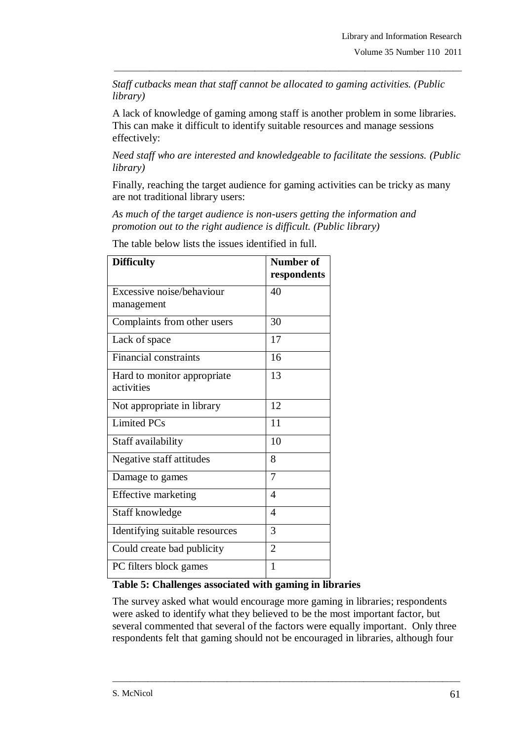*Staff cutbacks mean that staff cannot be allocated to gaming activities. (Public library)*

A lack of knowledge of gaming among staff is another problem in some libraries. This can make it difficult to identify suitable resources and manage sessions effectively:

*Need staff who are interested and knowledgeable to facilitate the sessions. (Public library)*

Finally, reaching the target audience for gaming activities can be tricky as many are not traditional library users:

*As much of the target audience is non-users getting the information and promotion out to the right audience is difficult. (Public library)*

The table below lists the issues identified in full.

| **Difficulty** | **Number of respondents** |
|---|---|
| Excessive noise/behaviour management | 40 |
| Complaints from other users | 30 |
| Lack of space | 17 |
| Financial constraints | 16 |
| Hard to monitor appropriate activities | 13 |
| Not appropriate in library | 12 |
| Limited PCs | 11 |
| Staff availability | 10 |
| Negative staff attitudes | 8 |
| Damage to games | 7 |
| Effective marketing | 4 |
| Staff knowledge | 4 |
| Identifying suitable resources | 3 |
| Could create bad publicity | 2 |
| PC filters block games | 1 |

**Table 5: Challenges associated with gaming in libraries**

The survey asked what would encourage more gaming in libraries; respondents were asked to identify what they believed to be the most important factor, but several commented that several of the factors were equally important. Only three respondents felt that gaming should not be encouraged in libraries, although four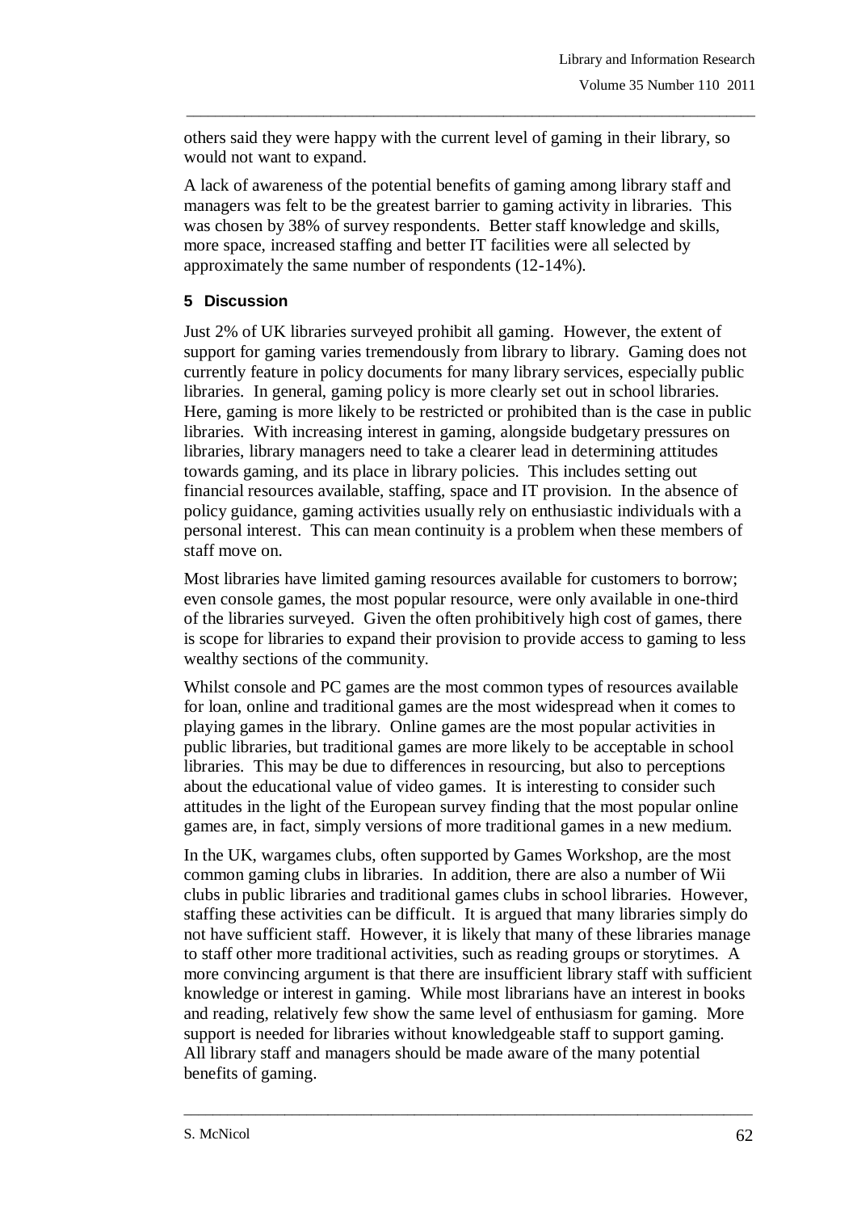others said they were happy with the current level of gaming in their library, so would not want to expand.

A lack of awareness of the potential benefits of gaming among library staff and managers was felt to be the greatest barrier to gaming activity in libraries. This was chosen by 38% of survey respondents. Better staff knowledge and skills, more space, increased staffing and better IT facilities were all selected by approximately the same number of respondents (12-14%).

## 5 Discussion

Just 2% of UK libraries surveyed prohibit all gaming. However, the extent of support for gaming varies tremendously from library to library. Gaming does not currently feature in policy documents for many library services, especially public libraries. In general, gaming policy is more clearly set out in school libraries. Here, gaming is more likely to be restricted or prohibited than is the case in public libraries. With increasing interest in gaming, alongside budgetary pressures on libraries, library managers need to take a clearer lead in determining attitudes towards gaming, and its place in library policies. This includes setting out financial resources available, staffing, space and IT provision. In the absence of policy guidance, gaming activities usually rely on enthusiastic individuals with a personal interest. This can mean continuity is a problem when these members of staff move on.

Most libraries have limited gaming resources available for customers to borrow; even console games, the most popular resource, were only available in one-third of the libraries surveyed. Given the often prohibitively high cost of games, there is scope for libraries to expand their provision to provide access to gaming to less wealthy sections of the community.

Whilst console and PC games are the most common types of resources available for loan, online and traditional games are the most widespread when it comes to playing games in the library. Online games are the most popular activities in public libraries, but traditional games are more likely to be acceptable in school libraries. This may be due to differences in resourcing, but also to perceptions about the educational value of video games. It is interesting to consider such attitudes in the light of the European survey finding that the most popular online games are, in fact, simply versions of more traditional games in a new medium.

In the UK, wargames clubs, often supported by Games Workshop, are the most common gaming clubs in libraries. In addition, there are also a number of Wii clubs in public libraries and traditional games clubs in school libraries. However, staffing these activities can be difficult. It is argued that many libraries simply do not have sufficient staff. However, it is likely that many of these libraries manage to staff other more traditional activities, such as reading groups or storytimes. A more convincing argument is that there are insufficient library staff with sufficient knowledge or interest in gaming. While most librarians have an interest in books and reading, relatively few show the same level of enthusiasm for gaming. More support is needed for libraries without knowledgeable staff to support gaming. All library staff and managers should be made aware of the many potential benefits of gaming.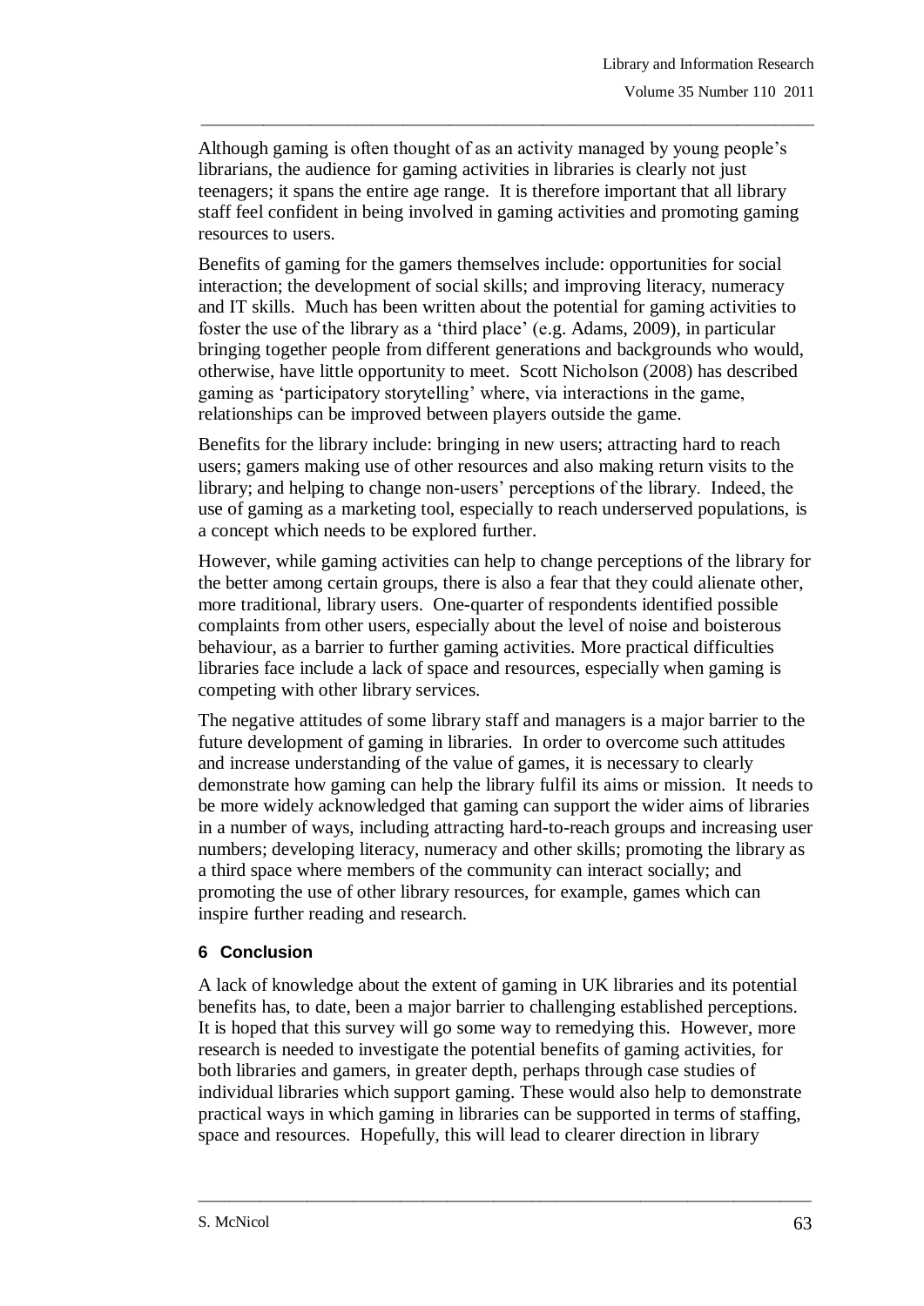Although gaming is often thought of as an activity managed by young people's librarians, the audience for gaming activities in libraries is clearly not just teenagers; it spans the entire age range. It is therefore important that all library staff feel confident in being involved in gaming activities and promoting gaming resources to users.

Benefits of gaming for the gamers themselves include: opportunities for social interaction; the development of social skills; and improving literacy, numeracy and IT skills. Much has been written about the potential for gaming activities to foster the use of the library as a 'third place' (e.g. Adams, 2009), in particular bringing together people from different generations and backgrounds who would, otherwise, have little opportunity to meet. Scott Nicholson (2008) has described gaming as 'participatory storytelling' where, via interactions in the game, relationships can be improved between players outside the game.

Benefits for the library include: bringing in new users; attracting hard to reach users; gamers making use of other resources and also making return visits to the library; and helping to change non-users' perceptions of the library. Indeed, the use of gaming as a marketing tool, especially to reach underserved populations, is a concept which needs to be explored further.

However, while gaming activities can help to change perceptions of the library for the better among certain groups, there is also a fear that they could alienate other, more traditional, library users. One-quarter of respondents identified possible complaints from other users, especially about the level of noise and boisterous behaviour, as a barrier to further gaming activities. More practical difficulties libraries face include a lack of space and resources, especially when gaming is competing with other library services.

The negative attitudes of some library staff and managers is a major barrier to the future development of gaming in libraries. In order to overcome such attitudes and increase understanding of the value of games, it is necessary to clearly demonstrate how gaming can help the library fulfil its aims or mission. It needs to be more widely acknowledged that gaming can support the wider aims of libraries in a number of ways, including attracting hard-to-reach groups and increasing user numbers; developing literacy, numeracy and other skills; promoting the library as a third space where members of the community can interact socially; and promoting the use of other library resources, for example, games which can inspire further reading and research.

## 6 Conclusion

A lack of knowledge about the extent of gaming in UK libraries and its potential benefits has, to date, been a major barrier to challenging established perceptions. It is hoped that this survey will go some way to remedying this. However, more research is needed to investigate the potential benefits of gaming activities, for both libraries and gamers, in greater depth, perhaps through case studies of individual libraries which support gaming. These would also help to demonstrate practical ways in which gaming in libraries can be supported in terms of staffing, space and resources. Hopefully, this will lead to clearer direction in library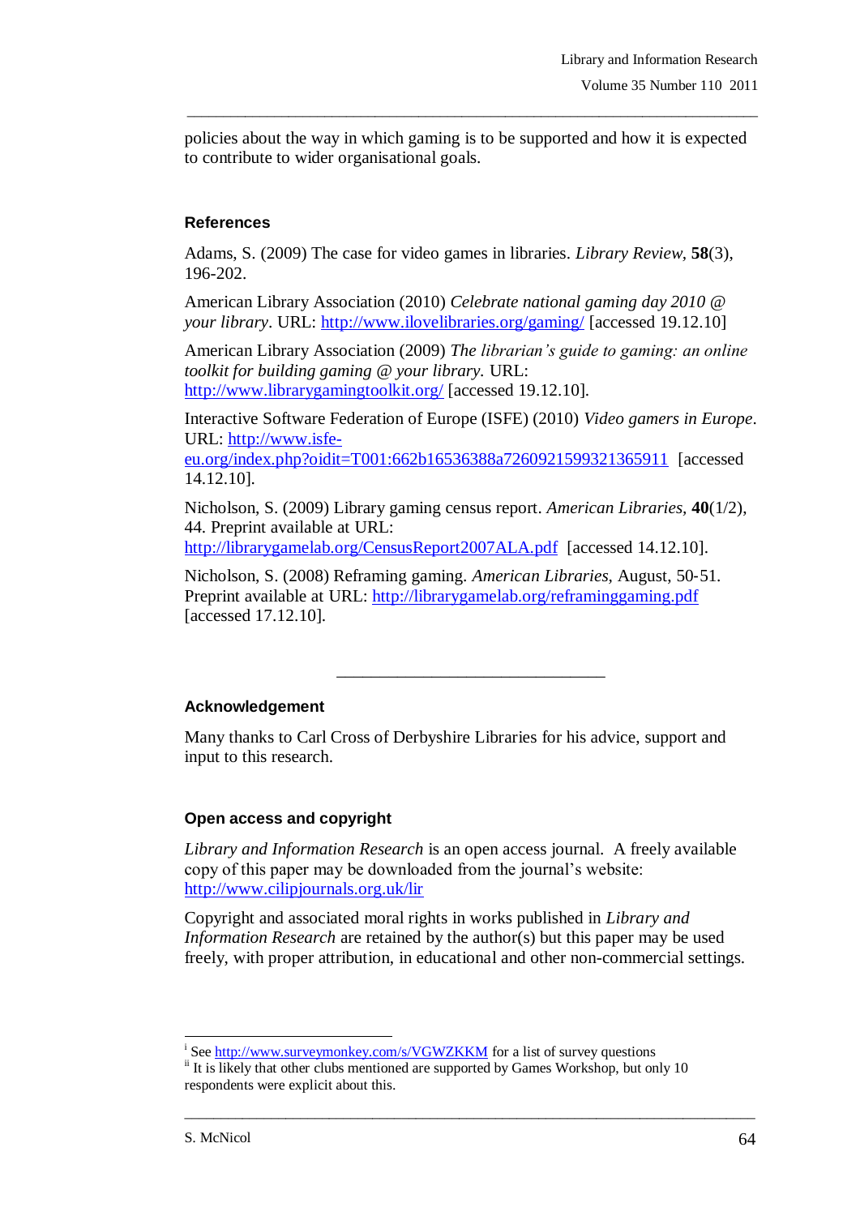policies about the way in which gaming is to be supported and how it is expected to contribute to wider organisational goals.

## References

Adams, S. (2009) The case for video games in libraries. *Library Review*, **58**(3), 196-202.

American Library Association (2010) *Celebrate national gaming day 2010 @ your library*. URL: http://www.ilovelibraries.org/gaming/ [accessed 19.12.10]

American Library Association (2009) *The librarian's guide to gaming: an online toolkit for building gaming @ your library*. URL: http://www.librarygamingtoolkit.org/ [accessed 19.12.10].

Interactive Software Federation of Europe (ISFE) (2010) *Video gamers in Europe*. URL: http://www.isfe-eu.org/index.php?oidit=T001:662b16536388a7260921599321365911 [accessed 14.12.10].

Nicholson, S. (2009) Library gaming census report. *American Libraries*, **40**(1/2), 44. Preprint available at URL: http://librarygamelab.org/CensusReport2007ALA.pdf [accessed 14.12.10].

Nicholson, S. (2008) Reframing gaming. *American Libraries*, August, 50-51. Preprint available at URL: http://librarygamelab.org/reframinggaming.pdf [accessed 17.12.10].

---

## Acknowledgement

Many thanks to Carl Cross of Derbyshire Libraries for his advice, support and input to this research.

## Open access and copyright

*Library and Information Research* is an open access journal. A freely available copy of this paper may be downloaded from the journal's website: http://www.cilipjournals.org.uk/lir

Copyright and associated moral rights in works published in *Library and Information Research* are retained by the author(s) but this paper may be used freely, with proper attribution, in educational and other non-commercial settings.

---

[i] See http://www.surveymonkey.com/s/VGWZKKM for a list of survey questions

[ii] It is likely that other clubs mentioned are supported by Games Workshop, but only 10 respondents were explicit about this.